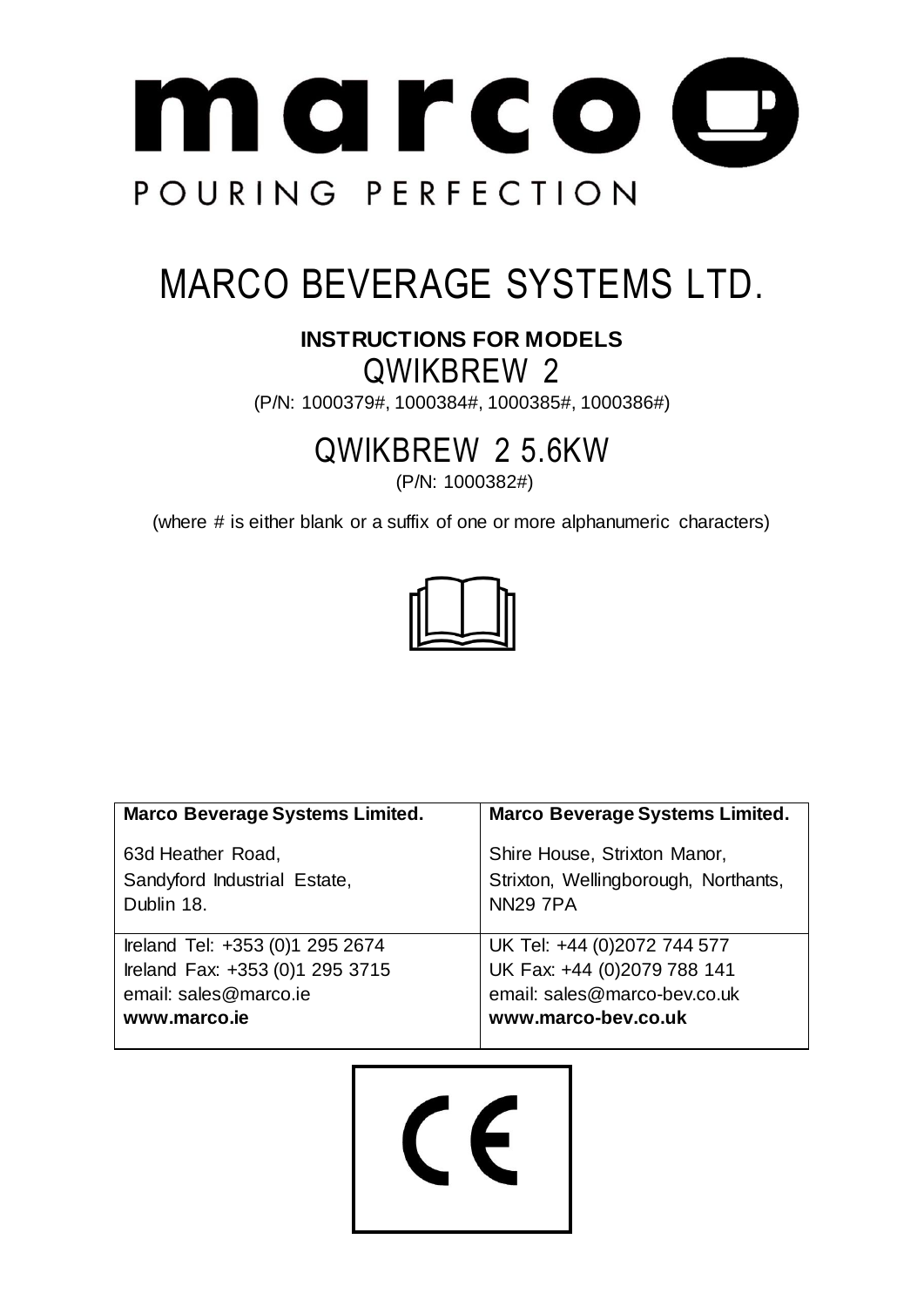# marco

POURING PERFECTION

# MARCO BEVERAGE SYSTEMS LTD.

**INSTRUCTIONS FOR MODELS**

## QWIKBREW 2

(P/N: 1000379#, 1000384#, 1000385#, 1000386#)

## QWIKBREW 2 5.6KW

(P/N: 1000382#)

(where # is either blank or a suffix of one or more alphanumeric characters)

| | |
|---|---|
| **Marco Beverage Systems Limited.** | **Marco Beverage Systems Limited.** |
| 63d Heather Road,<br>Sandyford Industrial Estate,<br>Dublin 18. | Shire House, Strixton Manor,<br>Strixton, Wellingborough, Northants,<br>NN29 7PA |
| Ireland Tel: +353 (0)1 295 2674<br>Ireland Fax: +353 (0)1 295 3715<br>email: sales@marco.ie<br>**www.marco.ie** | UK Tel: +44 (0)2072 744 577<br>UK Fax: +44 (0)2079 788 141<br>email: sales@marco-bev.co.uk<br>**www.marco-bev.co.uk** |

CE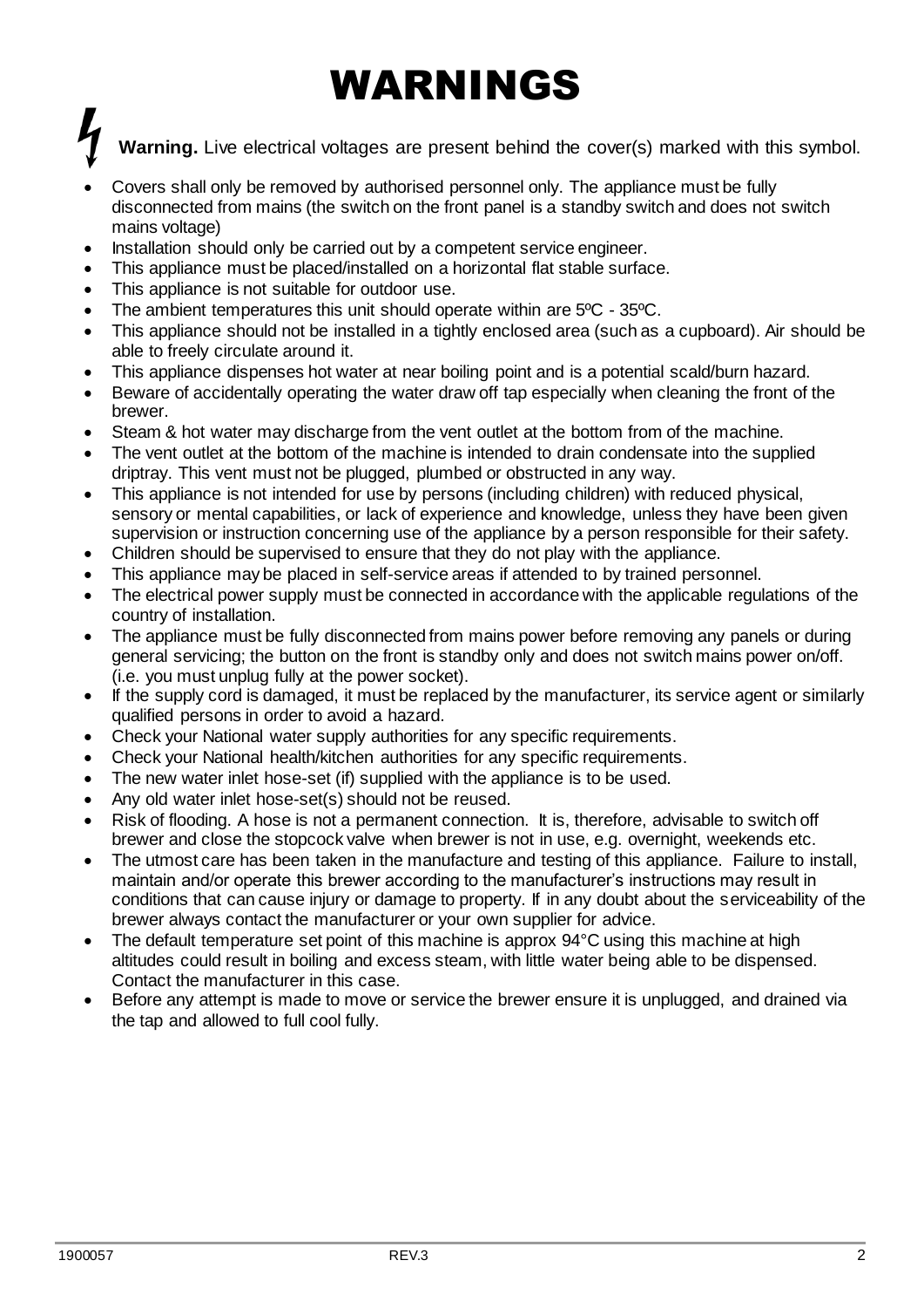# WARNINGS

**Warning.** Live electrical voltages are present behind the cover(s) marked with this symbol.

- Covers shall only be removed by authorised personnel only. The appliance must be fully disconnected from mains (the switch on the front panel is a standby switch and does not switch mains voltage)
- Installation should only be carried out by a competent service engineer.
- This appliance must be placed/installed on a horizontal flat stable surface.
- This appliance is not suitable for outdoor use.
- The ambient temperatures this unit should operate within are 5ºC - 35ºC.
- This appliance should not be installed in a tightly enclosed area (such as a cupboard). Air should be able to freely circulate around it.
- This appliance dispenses hot water at near boiling point and is a potential scald/burn hazard.
- Beware of accidentally operating the water draw off tap especially when cleaning the front of the brewer.
- Steam & hot water may discharge from the vent outlet at the bottom from of the machine.
- The vent outlet at the bottom of the machine is intended to drain condensate into the supplied driptray. This vent must not be plugged, plumbed or obstructed in any way.
- This appliance is not intended for use by persons (including children) with reduced physical, sensory or mental capabilities, or lack of experience and knowledge, unless they have been given supervision or instruction concerning use of the appliance by a person responsible for their safety.
- Children should be supervised to ensure that they do not play with the appliance.
- This appliance may be placed in self-service areas if attended to by trained personnel.
- The electrical power supply must be connected in accordance with the applicable regulations of the country of installation.
- The appliance must be fully disconnected from mains power before removing any panels or during general servicing; the button on the front is standby only and does not switch mains power on/off. (i.e. you must unplug fully at the power socket).
- If the supply cord is damaged, it must be replaced by the manufacturer, its service agent or similarly qualified persons in order to avoid a hazard.
- Check your National water supply authorities for any specific requirements.
- Check your National health/kitchen authorities for any specific requirements.
- The new water inlet hose-set (if) supplied with the appliance is to be used.
- Any old water inlet hose-set(s) should not be reused.
- Risk of flooding. A hose is not a permanent connection. It is, therefore, advisable to switch off brewer and close the stopcock valve when brewer is not in use, e.g. overnight, weekends etc.
- The utmost care has been taken in the manufacture and testing of this appliance. Failure to install, maintain and/or operate this brewer according to the manufacturer's instructions may result in conditions that can cause injury or damage to property. If in any doubt about the serviceability of the brewer always contact the manufacturer or your own supplier for advice.
- The default temperature set point of this machine is approx 94°C using this machine at high altitudes could result in boiling and excess steam, with little water being able to be dispensed. Contact the manufacturer in this case.
- Before any attempt is made to move or service the brewer ensure it is unplugged, and drained via the tap and allowed to full cool fully.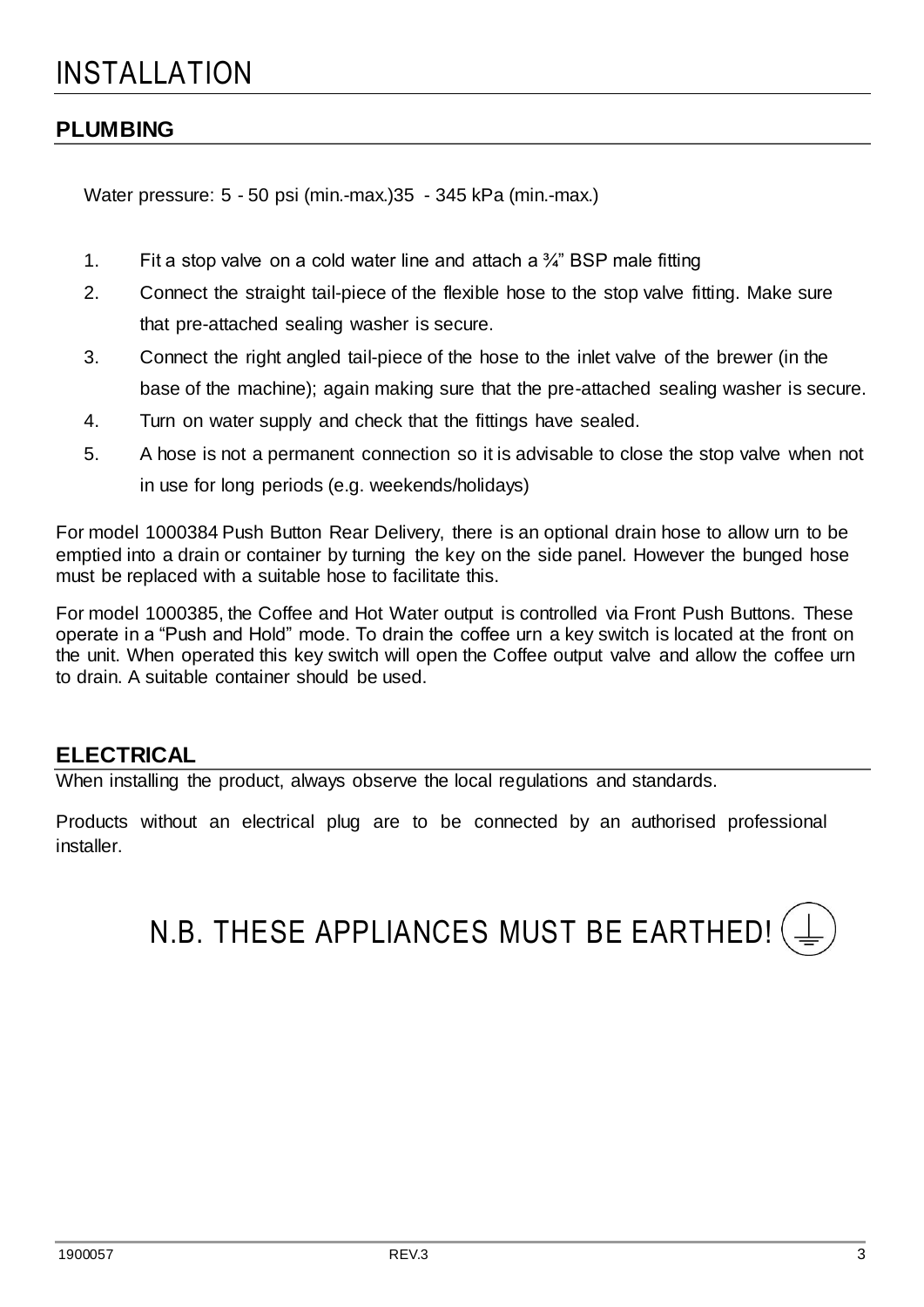# INSTALLATION

## PLUMBING

Water pressure: 5 - 50 psi (min.-max.)35 - 345 kPa (min.-max.)

1. Fit a stop valve on a cold water line and attach a ¾" BSP male fitting
2. Connect the straight tail-piece of the flexible hose to the stop valve fitting. Make sure that pre-attached sealing washer is secure.
3. Connect the right angled tail-piece of the hose to the inlet valve of the brewer (in the base of the machine); again making sure that the pre-attached sealing washer is secure.
4. Turn on water supply and check that the fittings have sealed.
5. A hose is not a permanent connection so it is advisable to close the stop valve when not in use for long periods (e.g. weekends/holidays)

For model 1000384 Push Button Rear Delivery, there is an optional drain hose to allow urn to be emptied into a drain or container by turning the key on the side panel. However the bunged hose must be replaced with a suitable hose to facilitate this.

For model 1000385, the Coffee and Hot Water output is controlled via Front Push Buttons. These operate in a "Push and Hold" mode. To drain the coffee urn a key switch is located at the front on the unit. When operated this key switch will open the Coffee output valve and allow the coffee urn to drain. A suitable container should be used.

## ELECTRICAL

When installing the product, always observe the local regulations and standards.

Products without an electrical plug are to be connected by an authorised professional installer.

# N.B. THESE APPLIANCES MUST BE EARTHED! ⏚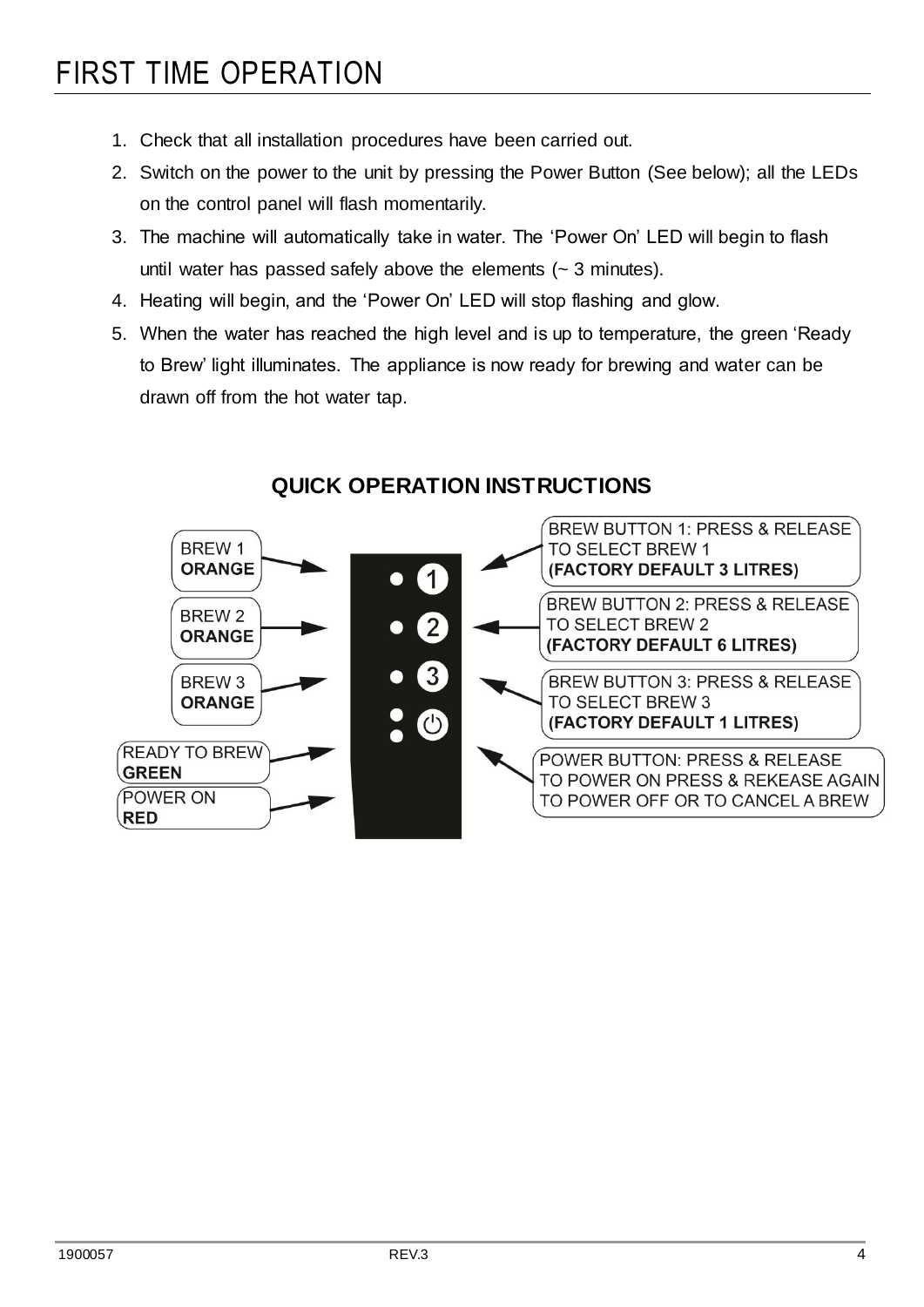# FIRST TIME OPERATION

1. Check that all installation procedures have been carried out.
2. Switch on the power to the unit by pressing the Power Button (See below); all the LEDs on the control panel will flash momentarily.
3. The machine will automatically take in water. The 'Power On' LED will begin to flash until water has passed safely above the elements (~ 3 minutes).
4. Heating will begin, and the 'Power On' LED will stop flashing and glow.
5. When the water has reached the high level and is up to temperature, the green 'Ready to Brew' light illuminates. The appliance is now ready for brewing and water can be drawn off from the hot water tap.

## QUICK OPERATION INSTRUCTIONS

BREW 1 **ORANGE**

BREW 2 **ORANGE**

BREW 3 **ORANGE**

READY TO BREW **GREEN**

POWER ON **RED**

BREW BUTTON 1: PRESS & RELEASE TO SELECT BREW 1 **(FACTORY DEFAULT 3 LITRES)**

BREW BUTTON 2: PRESS & RELEASE TO SELECT BREW 2 **(FACTORY DEFAULT 6 LITRES)**

BREW BUTTON 3: PRESS & RELEASE TO SELECT BREW 3 **(FACTORY DEFAULT 1 LITRES)**

POWER BUTTON: PRESS & RELEASE TO POWER ON PRESS & REKEASE AGAIN TO POWER OFF OR TO CANCEL A BREW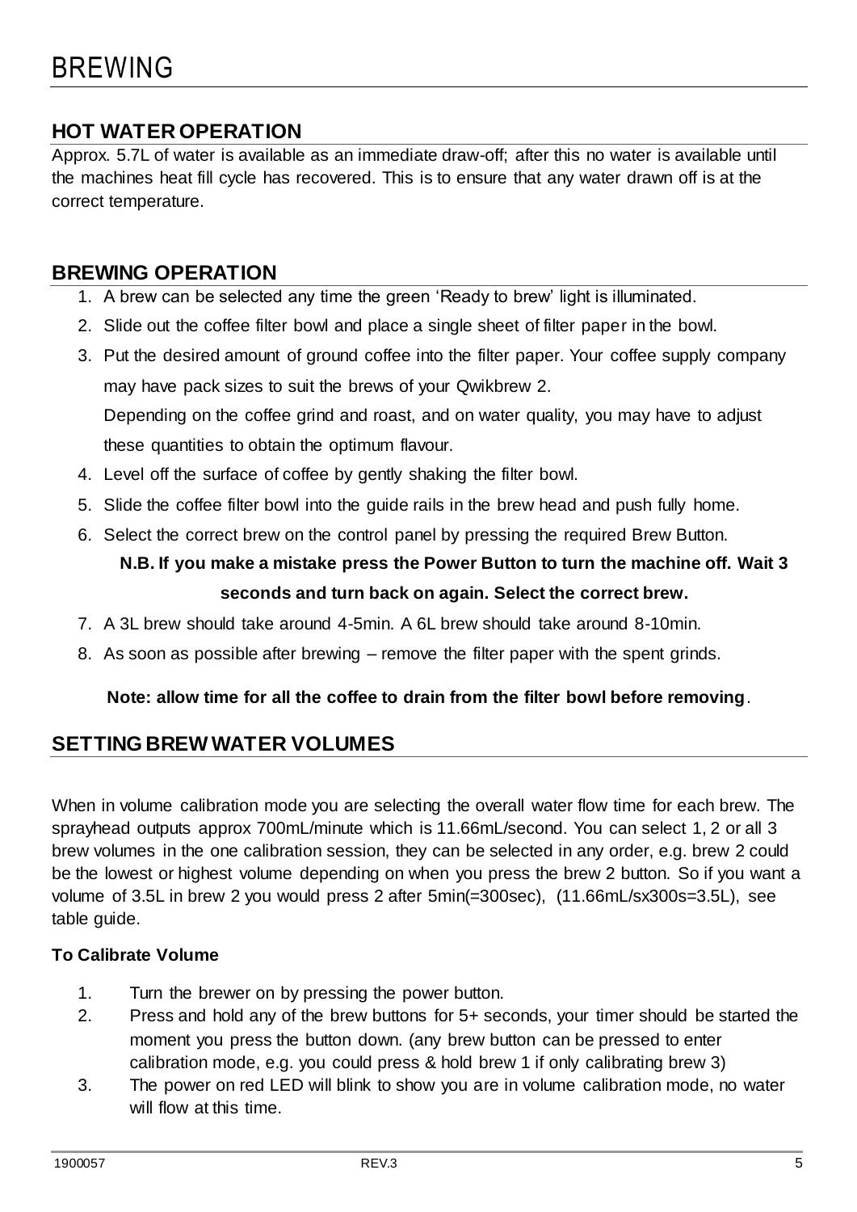# BREWING

## HOT WATER OPERATION

Approx. 5.7L of water is available as an immediate draw-off; after this no water is available until the machines heat fill cycle has recovered. This is to ensure that any water drawn off is at the correct temperature.

## BREWING OPERATION

1. A brew can be selected any time the green 'Ready to brew' light is illuminated.
2. Slide out the coffee filter bowl and place a single sheet of filter paper in the bowl.
3. Put the desired amount of ground coffee into the filter paper. Your coffee supply company may have pack sizes to suit the brews of your Qwikbrew 2.
   Depending on the coffee grind and roast, and on water quality, you may have to adjust these quantities to obtain the optimum flavour.
4. Level off the surface of coffee by gently shaking the filter bowl.
5. Slide the coffee filter bowl into the guide rails in the brew head and push fully home.
6. Select the correct brew on the control panel by pressing the required Brew Button.
   **N.B. If you make a mistake press the Power Button to turn the machine off. Wait 3 seconds and turn back on again. Select the correct brew.**
7. A 3L brew should take around 4-5min. A 6L brew should take around 8-10min.
8. As soon as possible after brewing – remove the filter paper with the spent grinds.

**Note: allow time for all the coffee to drain from the filter bowl before removing**.

## SETTING BREW WATER VOLUMES

When in volume calibration mode you are selecting the overall water flow time for each brew. The sprayhead outputs approx 700mL/minute which is 11.66mL/second. You can select 1, 2 or all 3 brew volumes in the one calibration session, they can be selected in any order, e.g. brew 2 could be the lowest or highest volume depending on when you press the brew 2 button. So if you want a volume of 3.5L in brew 2 you would press 2 after 5min(=300sec), (11.66mL/sx300s=3.5L), see table guide.

### To Calibrate Volume

1. Turn the brewer on by pressing the power button.
2. Press and hold any of the brew buttons for 5+ seconds, your timer should be started the moment you press the button down. (any brew button can be pressed to enter calibration mode, e.g. you could press & hold brew 1 if only calibrating brew 3)
3. The power on red LED will blink to show you are in volume calibration mode, no water will flow at this time.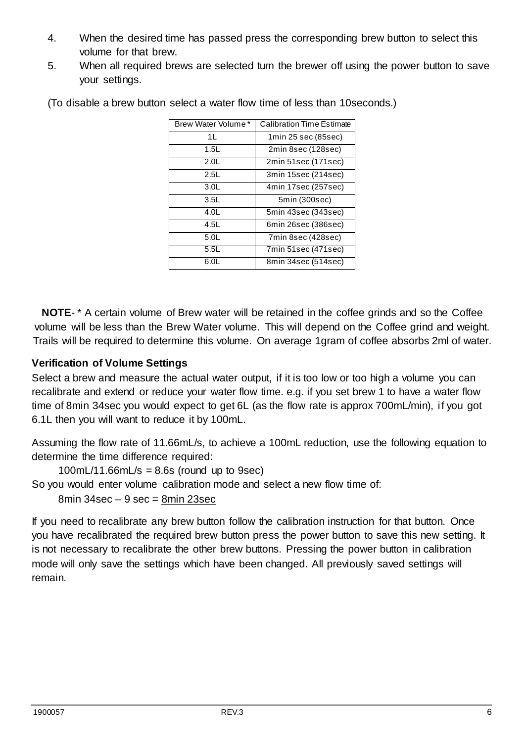4. When the desired time has passed press the corresponding brew button to select this volume for that brew.
5. When all required brews are selected turn the brewer off using the power button to save your settings.

(To disable a brew button select a water flow time of less than 10seconds.)

| Brew Water Volume* | Calibration Time Estimate |
|---|---|
| 1L | 1min 25 sec (85sec) |
| 1.5L | 2min 8sec (128sec) |
| 2.0L | 2min 51sec (171sec) |
| 2.5L | 3min 15sec (214sec) |
| 3.0L | 4min 17sec (257sec) |
| 3.5L | 5min (300sec) |
| 4.0L | 5min 43sec (343sec) |
| 4.5L | 6min 26sec (386sec) |
| 5.0L | 7min 8sec (428sec) |
| 5.5L | 7min 51sec (471sec) |
| 6.0L | 8min 34sec (514sec) |

**NOTE**- * A certain volume of Brew water will be retained in the coffee grinds and so the Coffee volume will be less than the Brew Water volume. This will depend on the Coffee grind and weight. Trails will be required to determine this volume. On average 1gram of coffee absorbs 2ml of water.

### Verification of Volume Settings

Select a brew and measure the actual water output, if it is too low or too high a volume you can recalibrate and extend or reduce your water flow time. e.g. if you set brew 1 to have a water flow time of 8min 34sec you would expect to get 6L (as the flow rate is approx 700mL/min), if you got 6.1L then you will want to reduce it by 100mL.

Assuming the flow rate of 11.66mL/s, to achieve a 100mL reduction, use the following equation to determine the time difference required:

100mL/11.66mL/s = 8.6s (round up to 9sec)

So you would enter volume calibration mode and select a new flow time of:

8min 34sec – 9 sec = <u>8min 23sec</u>

If you need to recalibrate any brew button follow the calibration instruction for that button. Once you have recalibrated the required brew button press the power button to save this new setting. It is not necessary to recalibrate the other brew buttons. Pressing the power button in calibration mode will only save the settings which have been changed. All previously saved settings will remain.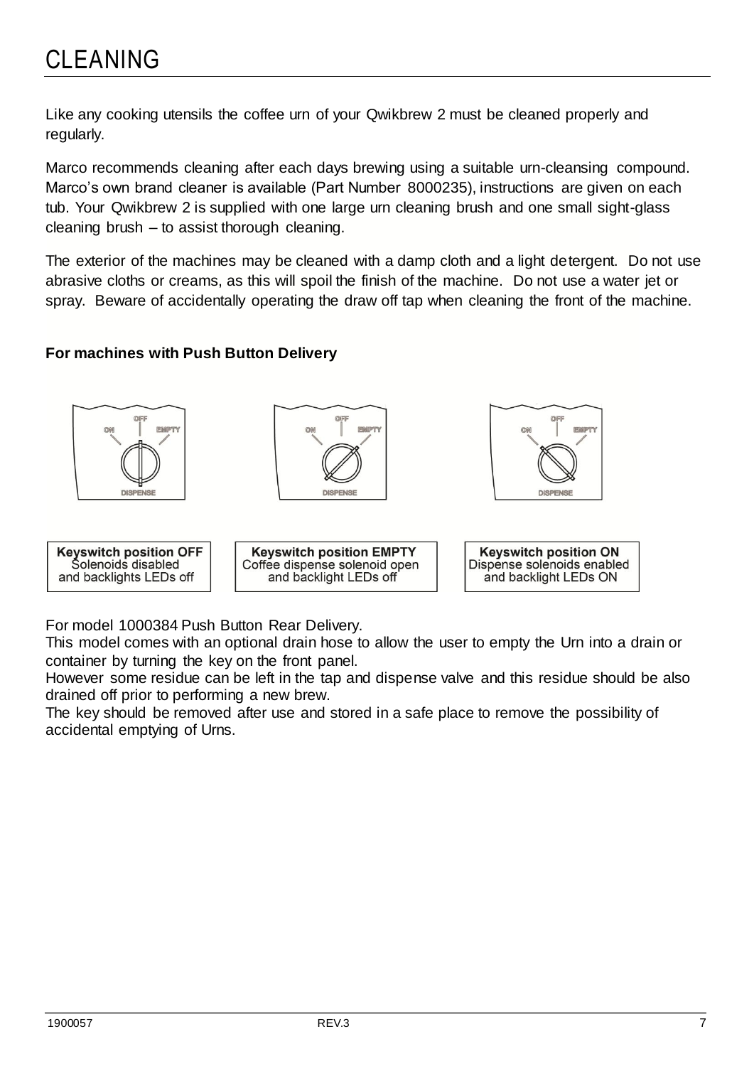# CLEANING

Like any cooking utensils the coffee urn of your Qwikbrew 2 must be cleaned properly and regularly.

Marco recommends cleaning after each days brewing using a suitable urn-cleansing compound. Marco's own brand cleaner is available (Part Number 8000235), instructions are given on each tub. Your Qwikbrew 2 is supplied with one large urn cleaning brush and one small sight-glass cleaning brush – to assist thorough cleaning.

The exterior of the machines may be cleaned with a damp cloth and a light detergent. Do not use abrasive cloths or creams, as this will spoil the finish of the machine. Do not use a water jet or spray. Beware of accidentally operating the draw off tap when cleaning the front of the machine.

**For machines with Push Button Delivery**

ON OFF EMPTY DISPENSE

**Keyswitch position OFF**
Solenoids disabled and backlights LEDs off

ON OFF EMPTY DISPENSE

**Keyswitch position EMPTY**
Coffee dispense solenoid open and backlight LEDs off

ON OFF EMPTY DISPENSE

**Keyswitch position ON**
Dispense solenoids enabled and backlight LEDs ON

For model 1000384 Push Button Rear Delivery.
This model comes with an optional drain hose to allow the user to empty the Urn into a drain or container by turning the key on the front panel.
However some residue can be left in the tap and dispense valve and this residue should be also drained off prior to performing a new brew.
The key should be removed after use and stored in a safe place to remove the possibility of accidental emptying of Urns.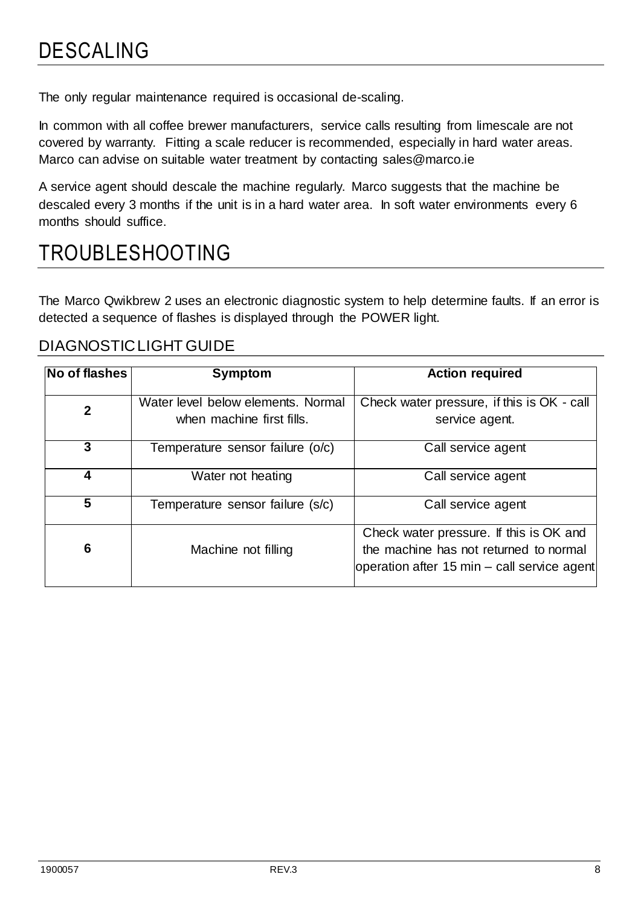# DESCALING

The only regular maintenance required is occasional de-scaling.

In common with all coffee brewer manufacturers, service calls resulting from limescale are not covered by warranty. Fitting a scale reducer is recommended, especially in hard water areas. Marco can advise on suitable water treatment by contacting sales@marco.ie

A service agent should descale the machine regularly. Marco suggests that the machine be descaled every 3 months if the unit is in a hard water area. In soft water environments every 6 months should suffice.

# TROUBLESHOOTING

The Marco Qwikbrew 2 uses an electronic diagnostic system to help determine faults. If an error is detected a sequence of flashes is displayed through the POWER light.

## DIAGNOSTIC LIGHT GUIDE

| No of flashes | Symptom | Action required |
|---|---|---|
| **2** | Water level below elements. Normal when machine first fills. | Check water pressure, if this is OK - call service agent. |
| **3** | Temperature sensor failure (o/c) | Call service agent |
| **4** | Water not heating | Call service agent |
| **5** | Temperature sensor failure (s/c) | Call service agent |
| **6** | Machine not filling | Check water pressure. If this is OK and the machine has not returned to normal operation after 15 min – call service agent |